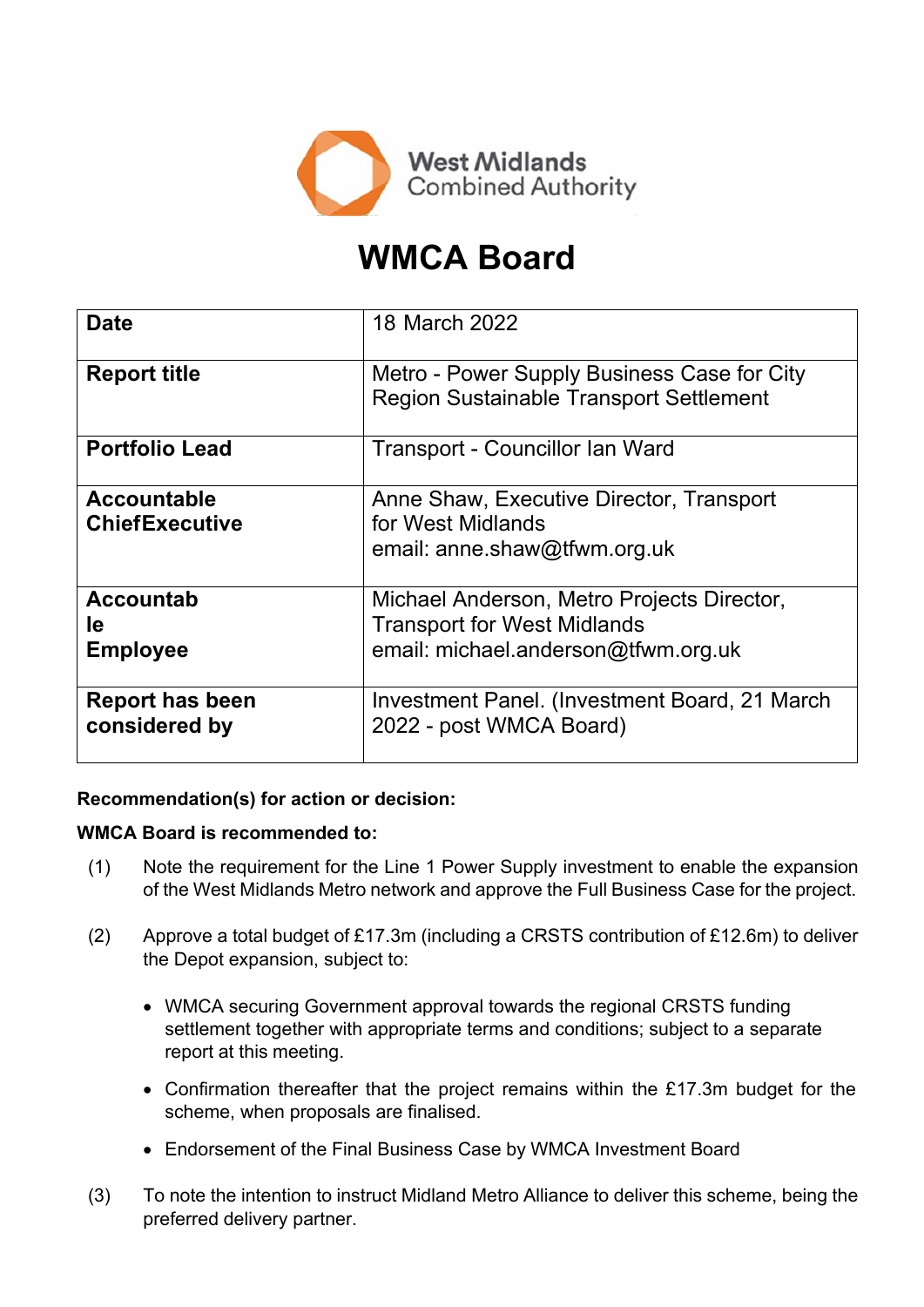West Midlands Combined Authority

# WMCA Board

| | |
|---|---|
| **Date** | 18 March 2022 |
| **Report title** | Metro - Power Supply Business Case for City Region Sustainable Transport Settlement |
| **Portfolio Lead** | Transport - Councillor Ian Ward |
| **Accountable ChiefExecutive** | Anne Shaw, Executive Director, Transport for West Midlands<br>email: anne.shaw@tfwm.org.uk |
| **Accountable Employee** | Michael Anderson, Metro Projects Director, Transport for West Midlands<br>email: michael.anderson@tfwm.org.uk |
| **Report has been considered by** | Investment Panel. (Investment Board, 21 March 2022 - post WMCA Board) |

**Recommendation(s) for action or decision:**

**WMCA Board is recommended to:**

(1) Note the requirement for the Line 1 Power Supply investment to enable the expansion of the West Midlands Metro network and approve the Full Business Case for the project.

(2) Approve a total budget of £17.3m (including a CRSTS contribution of £12.6m) to deliver the Depot expansion, subject to:

- WMCA securing Government approval towards the regional CRSTS funding settlement together with appropriate terms and conditions; subject to a separate report at this meeting.
- Confirmation thereafter that the project remains within the £17.3m budget for the scheme, when proposals are finalised.
- Endorsement of the Final Business Case by WMCA Investment Board

(3) To note the intention to instruct Midland Metro Alliance to deliver this scheme, being the preferred delivery partner.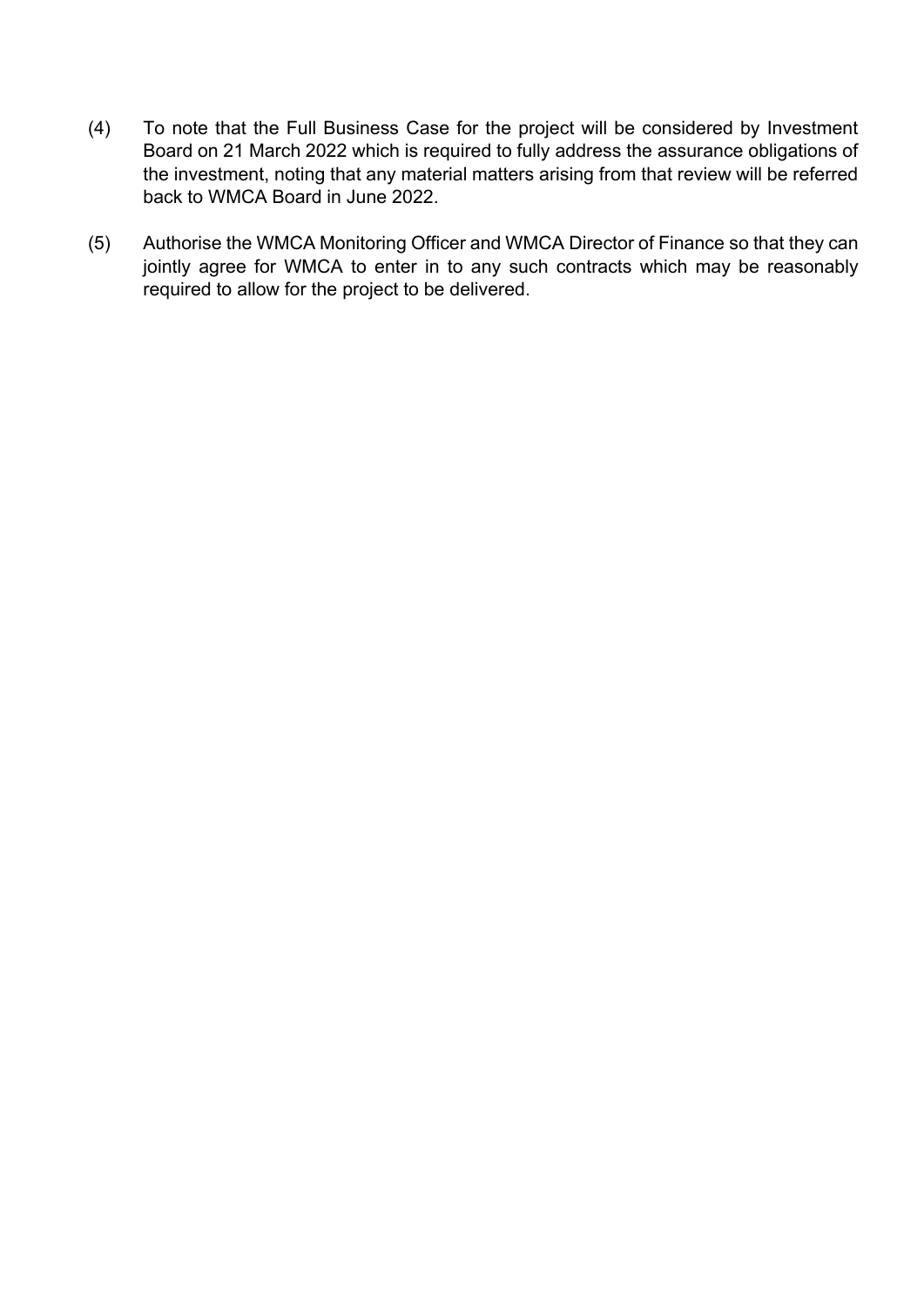(4) To note that the Full Business Case for the project will be considered by Investment Board on 21 March 2022 which is required to fully address the assurance obligations of the investment, noting that any material matters arising from that review will be referred back to WMCA Board in June 2022.

(5) Authorise the WMCA Monitoring Officer and WMCA Director of Finance so that they can jointly agree for WMCA to enter in to any such contracts which may be reasonably required to allow for the project to be delivered.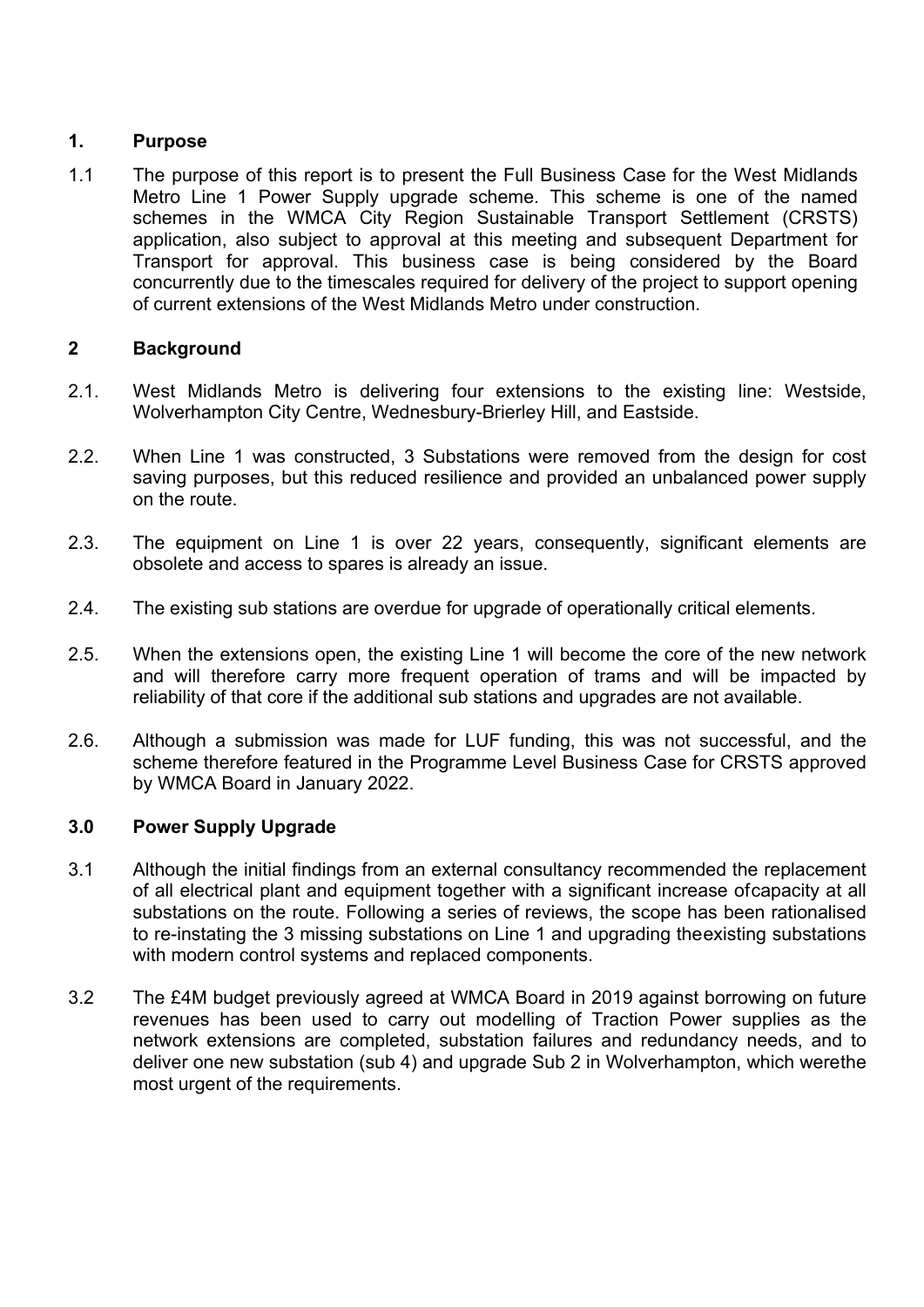## 1. Purpose

1.1 The purpose of this report is to present the Full Business Case for the West Midlands Metro Line 1 Power Supply upgrade scheme. This scheme is one of the named schemes in the WMCA City Region Sustainable Transport Settlement (CRSTS) application, also subject to approval at this meeting and subsequent Department for Transport for approval. This business case is being considered by the Board concurrently due to the timescales required for delivery of the project to support opening of current extensions of the West Midlands Metro under construction.

## 2 Background

2.1. West Midlands Metro is delivering four extensions to the existing line: Westside, Wolverhampton City Centre, Wednesbury-Brierley Hill, and Eastside.

2.2. When Line 1 was constructed, 3 Substations were removed from the design for cost saving purposes, but this reduced resilience and provided an unbalanced power supply on the route.

2.3. The equipment on Line 1 is over 22 years, consequently, significant elements are obsolete and access to spares is already an issue.

2.4. The existing sub stations are overdue for upgrade of operationally critical elements.

2.5. When the extensions open, the existing Line 1 will become the core of the new network and will therefore carry more frequent operation of trams and will be impacted by reliability of that core if the additional sub stations and upgrades are not available.

2.6. Although a submission was made for LUF funding, this was not successful, and the scheme therefore featured in the Programme Level Business Case for CRSTS approved by WMCA Board in January 2022.

## 3.0 Power Supply Upgrade

3.1 Although the initial findings from an external consultancy recommended the replacement of all electrical plant and equipment together with a significant increase ofcapacity at all substations on the route. Following a series of reviews, the scope has been rationalised to re-instating the 3 missing substations on Line 1 and upgrading theexisting substations with modern control systems and replaced components.

3.2 The £4M budget previously agreed at WMCA Board in 2019 against borrowing on future revenues has been used to carry out modelling of Traction Power supplies as the network extensions are completed, substation failures and redundancy needs, and to deliver one new substation (sub 4) and upgrade Sub 2 in Wolverhampton, which werethe most urgent of the requirements.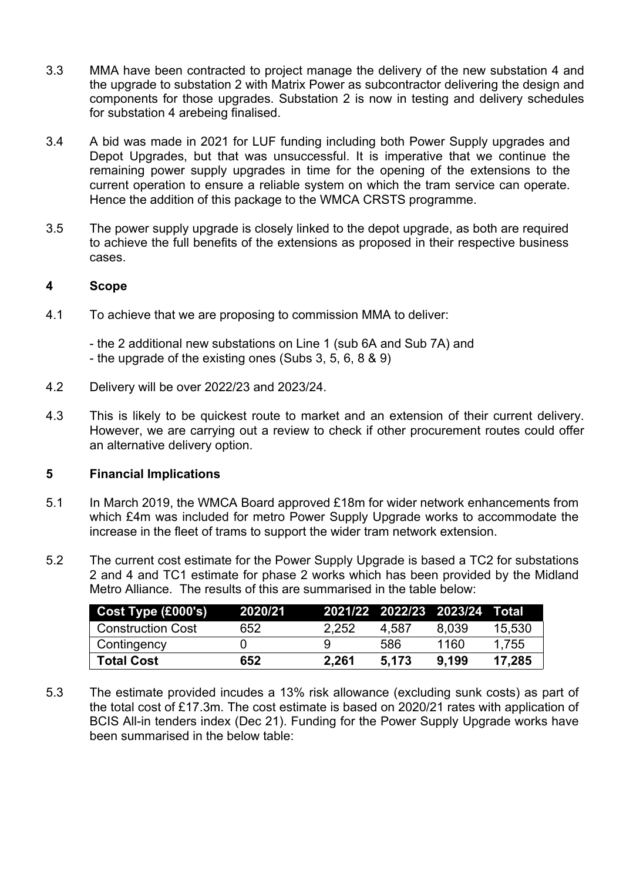3.3 MMA have been contracted to project manage the delivery of the new substation 4 and the upgrade to substation 2 with Matrix Power as subcontractor delivering the design and components for those upgrades. Substation 2 is now in testing and delivery schedules for substation 4 arebeing finalised.

3.4 A bid was made in 2021 for LUF funding including both Power Supply upgrades and Depot Upgrades, but that was unsuccessful. It is imperative that we continue the remaining power supply upgrades in time for the opening of the extensions to the current operation to ensure a reliable system on which the tram service can operate. Hence the addition of this package to the WMCA CRSTS programme.

3.5 The power supply upgrade is closely linked to the depot upgrade, as both are required to achieve the full benefits of the extensions as proposed in their respective business cases.

## 4 Scope

4.1 To achieve that we are proposing to commission MMA to deliver:

- the 2 additional new substations on Line 1 (sub 6A and Sub 7A) and
- the upgrade of the existing ones (Subs 3, 5, 6, 8 & 9)

4.2 Delivery will be over 2022/23 and 2023/24.

4.3 This is likely to be quickest route to market and an extension of their current delivery. However, we are carrying out a review to check if other procurement routes could offer an alternative delivery option.

## 5 Financial Implications

5.1 In March 2019, the WMCA Board approved £18m for wider network enhancements from which £4m was included for metro Power Supply Upgrade works to accommodate the increase in the fleet of trams to support the wider tram network extension.

5.2 The current cost estimate for the Power Supply Upgrade is based a TC2 for substations 2 and 4 and TC1 estimate for phase 2 works which has been provided by the Midland Metro Alliance. The results of this are summarised in the table below:

| Cost Type (£000's) | 2020/21 | 2021/22 | 2022/23 | 2023/24 | Total |
|---|---|---|---|---|---|
| Construction Cost | 652 | 2,252 | 4,587 | 8,039 | 15,530 |
| Contingency | 0 | 9 | 586 | 1160 | 1,755 |
| **Total Cost** | **652** | **2,261** | **5,173** | **9,199** | **17,285** |

5.3 The estimate provided incudes a 13% risk allowance (excluding sunk costs) as part of the total cost of £17.3m. The cost estimate is based on 2020/21 rates with application of BCIS All-in tenders index (Dec 21). Funding for the Power Supply Upgrade works have been summarised in the below table: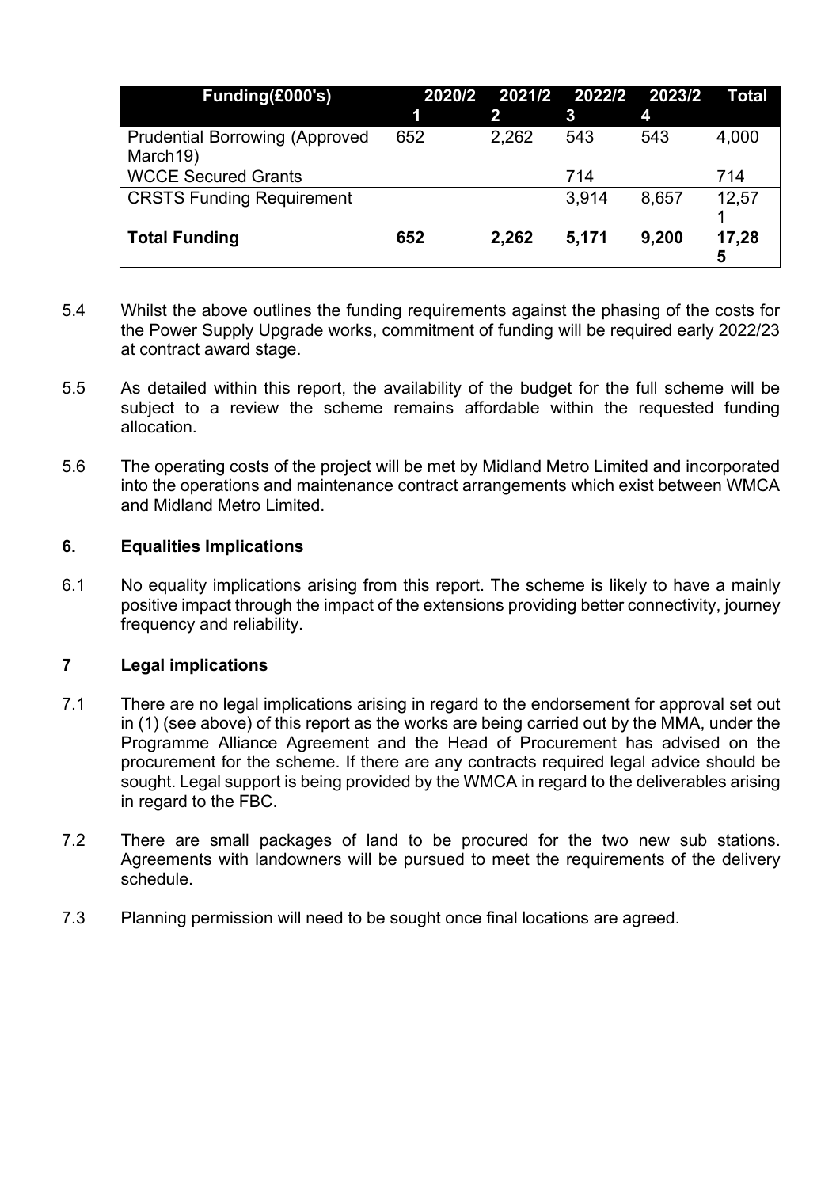| Funding(£000's) | 2020/21 | 2021/22 | 2022/23 | 2023/24 | Total |
|---|---|---|---|---|---|
| Prudential Borrowing (Approved March19) | 652 | 2,262 | 543 | 543 | 4,000 |
| WCCE Secured Grants | | | 714 | | 714 |
| CRSTS Funding Requirement | | | 3,914 | 8,657 | 12,571 |
| **Total Funding** | **652** | **2,262** | **5,171** | **9,200** | **17,285** |

5.4 Whilst the above outlines the funding requirements against the phasing of the costs for the Power Supply Upgrade works, commitment of funding will be required early 2022/23 at contract award stage.

5.5 As detailed within this report, the availability of the budget for the full scheme will be subject to a review the scheme remains affordable within the requested funding allocation.

5.6 The operating costs of the project will be met by Midland Metro Limited and incorporated into the operations and maintenance contract arrangements which exist between WMCA and Midland Metro Limited.

## 6. Equalities Implications

6.1 No equality implications arising from this report. The scheme is likely to have a mainly positive impact through the impact of the extensions providing better connectivity, journey frequency and reliability.

## 7 Legal implications

7.1 There are no legal implications arising in regard to the endorsement for approval set out in (1) (see above) of this report as the works are being carried out by the MMA, under the Programme Alliance Agreement and the Head of Procurement has advised on the procurement for the scheme. If there are any contracts required legal advice should be sought. Legal support is being provided by the WMCA in regard to the deliverables arising in regard to the FBC.

7.2 There are small packages of land to be procured for the two new sub stations. Agreements with landowners will be pursued to meet the requirements of the delivery schedule.

7.3 Planning permission will need to be sought once final locations are agreed.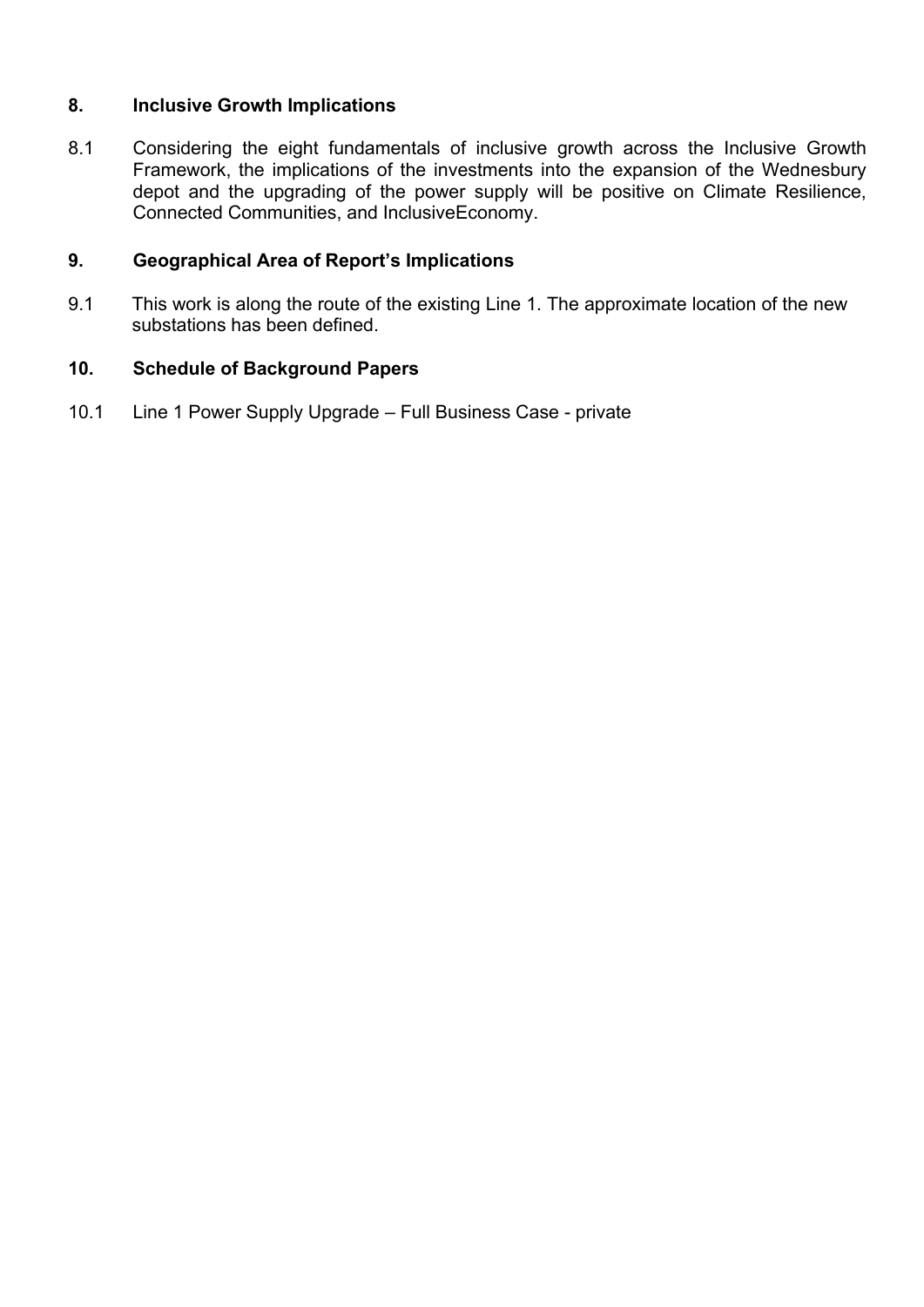## 8. Inclusive Growth Implications

8.1 Considering the eight fundamentals of inclusive growth across the Inclusive Growth Framework, the implications of the investments into the expansion of the Wednesbury depot and the upgrading of the power supply will be positive on Climate Resilience, Connected Communities, and InclusiveEconomy.

## 9. Geographical Area of Report's Implications

9.1 This work is along the route of the existing Line 1. The approximate location of the new substations has been defined.

## 10. Schedule of Background Papers

10.1 Line 1 Power Supply Upgrade – Full Business Case - private